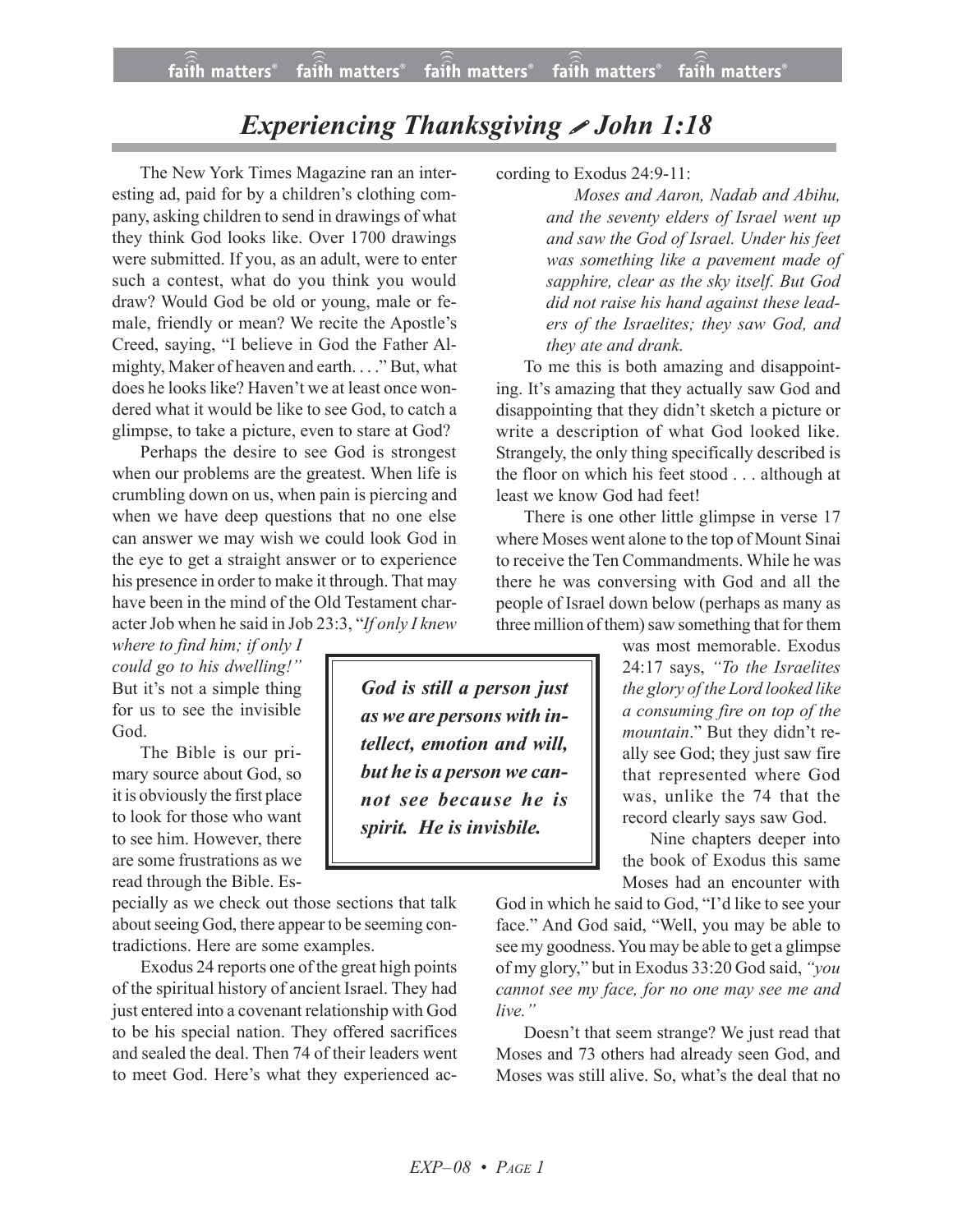# *Experiencing Thanksgiving* ✎ *John 1:18*

The New York Times Magazine ran an interesting ad, paid for by a children's clothing company, asking children to send in drawings of what they think God looks like. Over 1700 drawings were submitted. If you, as an adult, were to enter such a contest, what do you think you would draw? Would God be old or young, male or female, friendly or mean? We recite the Apostle's Creed, saying, "I believe in God the Father Almighty, Maker of heaven and earth. . . ." But, what does he looks like? Haven't we at least once wondered what it would be like to see God, to catch a glimpse, to take a picture, even to stare at God?

Perhaps the desire to see God is strongest when our problems are the greatest. When life is crumbling down on us, when pain is piercing and when we have deep questions that no one else can answer we may wish we could look God in the eye to get a straight answer or to experience his presence in order to make it through. That may have been in the mind of the Old Testament character Job when he said in Job 23:3, "*If only I knew where to find him; if only I could go to his dwelling!"* But it's not a simple thing for us to see the invisible God.

**_God is still a person just as we are persons with intellect, emotion and will, but he is a person we cannot see because he is spirit. He is invisbile._**

The Bible is our primary source about God, so it is obviously the first place to look for those who want to see him. However, there are some frustrations as we read through the Bible. Especially as we check out those sections that talk about seeing God, there appear to be seeming contradictions. Here are some examples.

Exodus 24 reports one of the great high points of the spiritual history of ancient Israel. They had just entered into a covenant relationship with God to be his special nation. They offered sacrifices and sealed the deal. Then 74 of their leaders went to meet God. Here's what they experienced according to Exodus 24:9-11:

> *Moses and Aaron, Nadab and Abihu, and the seventy elders of Israel went up and saw the God of Israel. Under his feet was something like a pavement made of sapphire, clear as the sky itself. But God did not raise his hand against these leaders of the Israelites; they saw God, and they ate and drank.*

To me this is both amazing and disappointing. It's amazing that they actually saw God and disappointing that they didn't sketch a picture or write a description of what God looked like. Strangely, the only thing specifically described is the floor on which his feet stood . . . although at least we know God had feet!

There is one other little glimpse in verse 17 where Moses went alone to the top of Mount Sinai to receive the Ten Commandments. While he was there he was conversing with God and all the people of Israel down below (perhaps as many as three million of them) saw something that for them was most memorable. Exodus 24:17 says, *"To the Israelites the glory of the Lord looked like a consuming fire on top of the mountain*." But they didn't really see God; they just saw fire that represented where God was, unlike the 74 that the record clearly says saw God.

Nine chapters deeper into the book of Exodus this same Moses had an encounter with God in which he said to God, "I'd like to see your face." And God said, "Well, you may be able to see my goodness. You may be able to get a glimpse of my glory," but in Exodus 33:20 God said, *"you cannot see my face, for no one may see me and live."*

Doesn't that seem strange? We just read that Moses and 73 others had already seen God, and Moses was still alive. So, what's the deal that no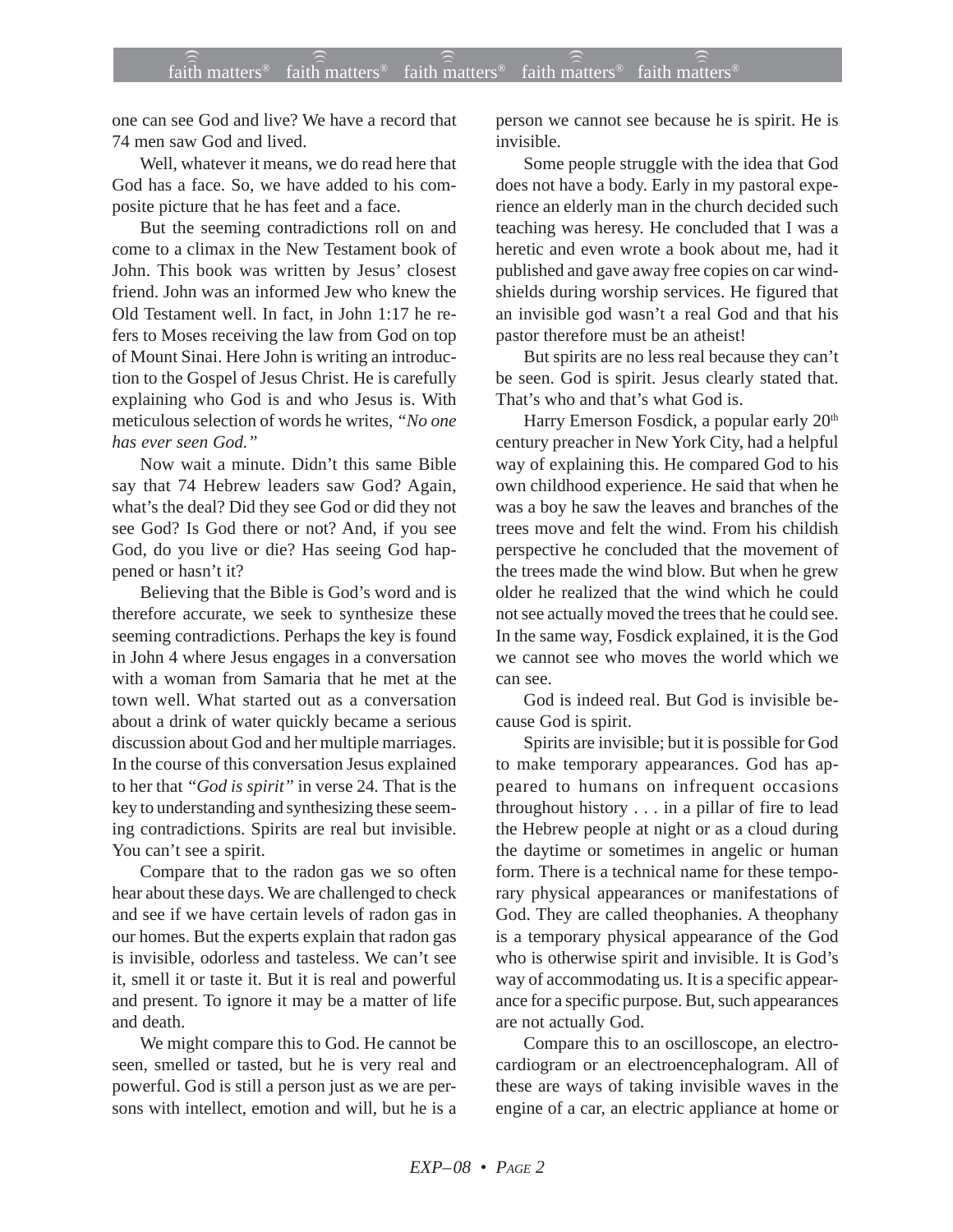one can see God and live? We have a record that 74 men saw God and lived.

Well, whatever it means, we do read here that God has a face. So, we have added to his composite picture that he has feet and a face.

But the seeming contradictions roll on and come to a climax in the New Testament book of John. This book was written by Jesus' closest friend. John was an informed Jew who knew the Old Testament well. In fact, in John 1:17 he refers to Moses receiving the law from God on top of Mount Sinai. Here John is writing an introduction to the Gospel of Jesus Christ. He is carefully explaining who God is and who Jesus is. With meticulous selection of words he writes, *"No one has ever seen God."*

Now wait a minute. Didn't this same Bible say that 74 Hebrew leaders saw God? Again, what's the deal? Did they see God or did they not see God? Is God there or not? And, if you see God, do you live or die? Has seeing God happened or hasn't it?

Believing that the Bible is God's word and is therefore accurate, we seek to synthesize these seeming contradictions. Perhaps the key is found in John 4 where Jesus engages in a conversation with a woman from Samaria that he met at the town well. What started out as a conversation about a drink of water quickly became a serious discussion about God and her multiple marriages. In the course of this conversation Jesus explained to her that *"God is spirit"* in verse 24. That is the key to understanding and synthesizing these seeming contradictions. Spirits are real but invisible. You can't see a spirit.

Compare that to the radon gas we so often hear about these days. We are challenged to check and see if we have certain levels of radon gas in our homes. But the experts explain that radon gas is invisible, odorless and tasteless. We can't see it, smell it or taste it. But it is real and powerful and present. To ignore it may be a matter of life and death.

We might compare this to God. He cannot be seen, smelled or tasted, but he is very real and powerful. God is still a person just as we are persons with intellect, emotion and will, but he is a person we cannot see because he is spirit. He is invisible.

Some people struggle with the idea that God does not have a body. Early in my pastoral experience an elderly man in the church decided such teaching was heresy. He concluded that I was a heretic and even wrote a book about me, had it published and gave away free copies on car windshields during worship services. He figured that an invisible god wasn't a real God and that his pastor therefore must be an atheist!

But spirits are no less real because they can't be seen. God is spirit. Jesus clearly stated that. That's who and that's what God is.

Harry Emerson Fosdick, a popular early 20th century preacher in New York City, had a helpful way of explaining this. He compared God to his own childhood experience. He said that when he was a boy he saw the leaves and branches of the trees move and felt the wind. From his childish perspective he concluded that the movement of the trees made the wind blow. But when he grew older he realized that the wind which he could not see actually moved the trees that he could see. In the same way, Fosdick explained, it is the God we cannot see who moves the world which we can see.

God is indeed real. But God is invisible because God is spirit.

Spirits are invisible; but it is possible for God to make temporary appearances. God has appeared to humans on infrequent occasions throughout history . . . in a pillar of fire to lead the Hebrew people at night or as a cloud during the daytime or sometimes in angelic or human form. There is a technical name for these temporary physical appearances or manifestations of God. They are called theophanies. A theophany is a temporary physical appearance of the God who is otherwise spirit and invisible. It is God's way of accommodating us. It is a specific appearance for a specific purpose. But, such appearances are not actually God.

Compare this to an oscilloscope, an electrocardiogram or an electroencephalogram. All of these are ways of taking invisible waves in the engine of a car, an electric appliance at home or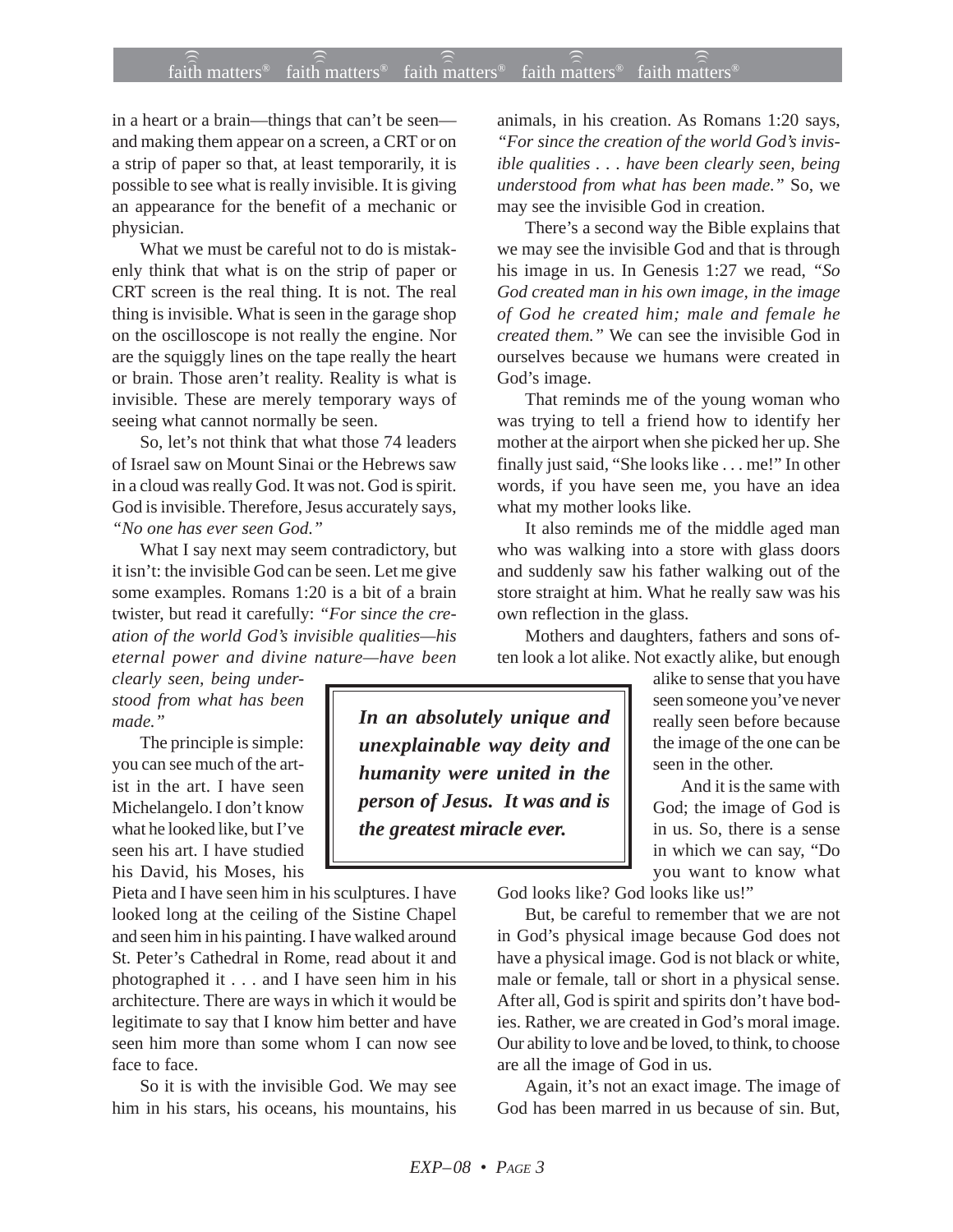in a heart or a brain—things that can't be seen—and making them appear on a screen, a CRT or on a strip of paper so that, at least temporarily, it is possible to see what is really invisible. It is giving an appearance for the benefit of a mechanic or physician.

What we must be careful not to do is mistakenly think that what is on the strip of paper or CRT screen is the real thing. It is not. The real thing is invisible. What is seen in the garage shop on the oscilloscope is not really the engine. Nor are the squiggly lines on the tape really the heart or brain. Those aren't reality. Reality is what is invisible. These are merely temporary ways of seeing what cannot normally be seen.

So, let's not think that what those 74 leaders of Israel saw on Mount Sinai or the Hebrews saw in a cloud was really God. It was not. God is spirit. God is invisible. Therefore, Jesus accurately says, *"No one has ever seen God."*

What I say next may seem contradictory, but it isn't: the invisible God can be seen. Let me give some examples. Romans 1:20 is a bit of a brain twister, but read it carefully: *"For since the creation of the world God's invisible qualities—his eternal power and divine nature—have been clearly seen, being understood from what has been made."*

The principle is simple: you can see much of the artist in the art. I have seen Michelangelo. I don't know what he looked like, but I've seen his art. I have studied his David, his Moses, his Pieta and I have seen him in his sculptures. I have looked long at the ceiling of the Sistine Chapel and seen him in his painting. I have walked around St. Peter's Cathedral in Rome, read about it and photographed it . . . and I have seen him in his architecture. There are ways in which it would be legitimate to say that I know him better and have seen him more than some whom I can now see face to face.

So it is with the invisible God. We may see him in his stars, his oceans, his mountains, his animals, in his creation. As Romans 1:20 says, *"For since the creation of the world God's invisible qualities . . . have been clearly seen, being understood from what has been made."* So, we may see the invisible God in creation.

There's a second way the Bible explains that we may see the invisible God and that is through his image in us. In Genesis 1:27 we read, *"So God created man in his own image, in the image of God he created him; male and female he created them."* We can see the invisible God in ourselves because we humans were created in God's image.

That reminds me of the young woman who was trying to tell a friend how to identify her mother at the airport when she picked her up. She finally just said, "She looks like . . . me!" In other words, if you have seen me, you have an idea what my mother looks like.

It also reminds me of the middle aged man who was walking into a store with glass doors and suddenly saw his father walking out of the store straight at him. What he really saw was his own reflection in the glass.

Mothers and daughters, fathers and sons often look a lot alike. Not exactly alike, but enough alike to sense that you have seen someone you've never really seen before because the image of the one can be seen in the other.

> ***In an absolutely unique and unexplainable way deity and humanity were united in the person of Jesus. It was and is the greatest miracle ever.***

And it is the same with God; the image of God is in us. So, there is a sense in which we can say, "Do you want to know what God looks like? God looks like us!"

But, be careful to remember that we are not in God's physical image because God does not have a physical image. God is not black or white, male or female, tall or short in a physical sense. After all, God is spirit and spirits don't have bodies. Rather, we are created in God's moral image. Our ability to love and be loved, to think, to choose are all the image of God in us.

Again, it's not an exact image. The image of God has been marred in us because of sin. But,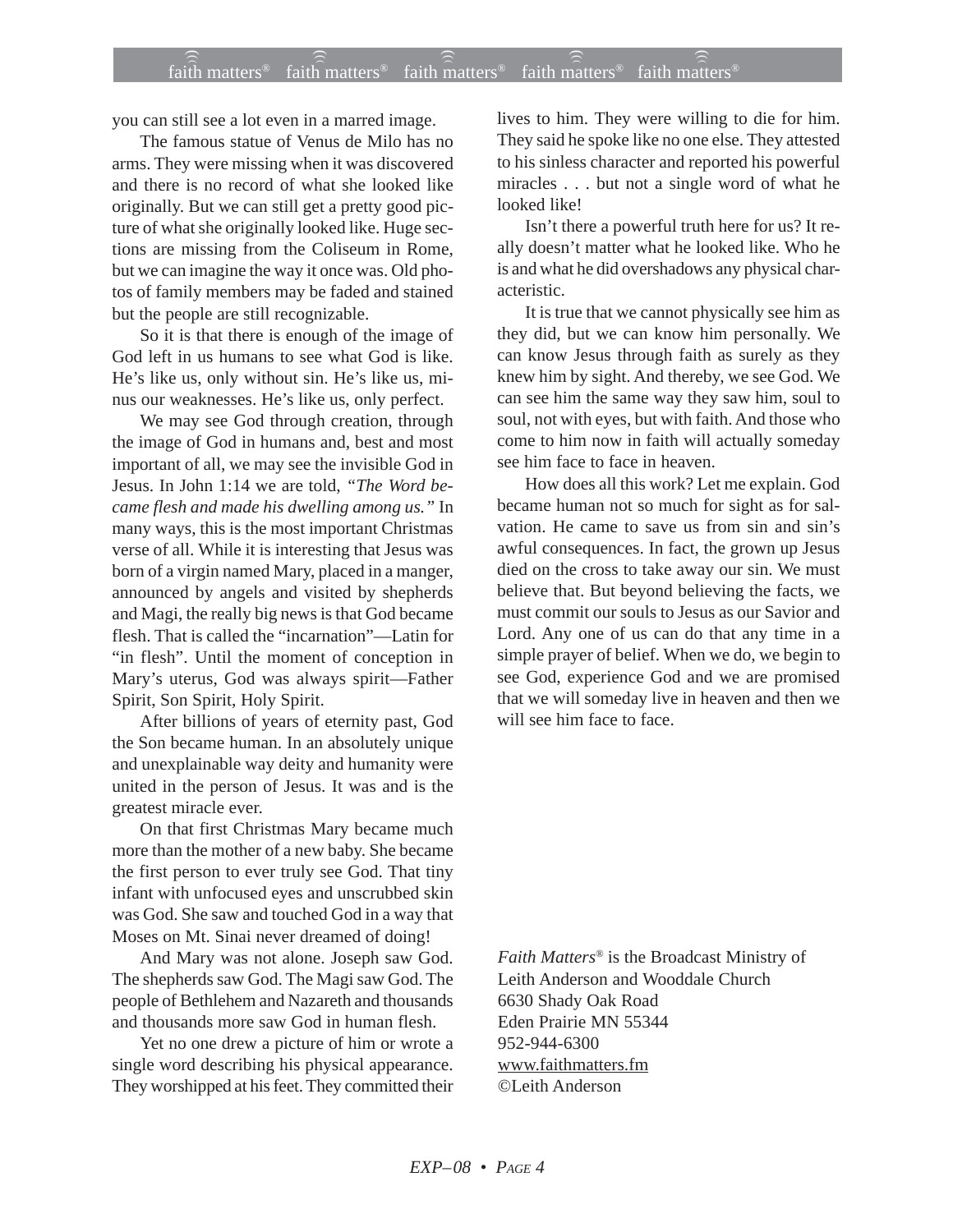you can still see a lot even in a marred image.

The famous statue of Venus de Milo has no arms. They were missing when it was discovered and there is no record of what she looked like originally. But we can still get a pretty good picture of what she originally looked like. Huge sections are missing from the Coliseum in Rome, but we can imagine the way it once was. Old photos of family members may be faded and stained but the people are still recognizable.

So it is that there is enough of the image of God left in us humans to see what God is like. He's like us, only without sin. He's like us, minus our weaknesses. He's like us, only perfect.

We may see God through creation, through the image of God in humans and, best and most important of all, we may see the invisible God in Jesus. In John 1:14 we are told, *"The Word became flesh and made his dwelling among us."* In many ways, this is the most important Christmas verse of all. While it is interesting that Jesus was born of a virgin named Mary, placed in a manger, announced by angels and visited by shepherds and Magi, the really big news is that God became flesh. That is called the "incarnation"—Latin for "in flesh". Until the moment of conception in Mary's uterus, God was always spirit—Father Spirit, Son Spirit, Holy Spirit.

After billions of years of eternity past, God the Son became human. In an absolutely unique and unexplainable way deity and humanity were united in the person of Jesus. It was and is the greatest miracle ever.

On that first Christmas Mary became much more than the mother of a new baby. She became the first person to ever truly see God. That tiny infant with unfocused eyes and unscrubbed skin was God. She saw and touched God in a way that Moses on Mt. Sinai never dreamed of doing!

And Mary was not alone. Joseph saw God. The shepherds saw God. The Magi saw God. The people of Bethlehem and Nazareth and thousands and thousands more saw God in human flesh.

Yet no one drew a picture of him or wrote a single word describing his physical appearance. They worshipped at his feet. They committed their lives to him. They were willing to die for him. They said he spoke like no one else. They attested to his sinless character and reported his powerful miracles . . . but not a single word of what he looked like!

Isn't there a powerful truth here for us? It really doesn't matter what he looked like. Who he is and what he did overshadows any physical characteristic.

It is true that we cannot physically see him as they did, but we can know him personally. We can know Jesus through faith as surely as they knew him by sight. And thereby, we see God. We can see him the same way they saw him, soul to soul, not with eyes, but with faith. And those who come to him now in faith will actually someday see him face to face in heaven.

How does all this work? Let me explain. God became human not so much for sight as for salvation. He came to save us from sin and sin's awful consequences. In fact, the grown up Jesus died on the cross to take away our sin. We must believe that. But beyond believing the facts, we must commit our souls to Jesus as our Savior and Lord. Any one of us can do that any time in a simple prayer of belief. When we do, we begin to see God, experience God and we are promised that we will someday live in heaven and then we will see him face to face.

*Faith Matters*® is the Broadcast Ministry of
Leith Anderson and Wooddale Church
6630 Shady Oak Road
Eden Prairie MN 55344
952-944-6300
www.faithmatters.fm
©Leith Anderson